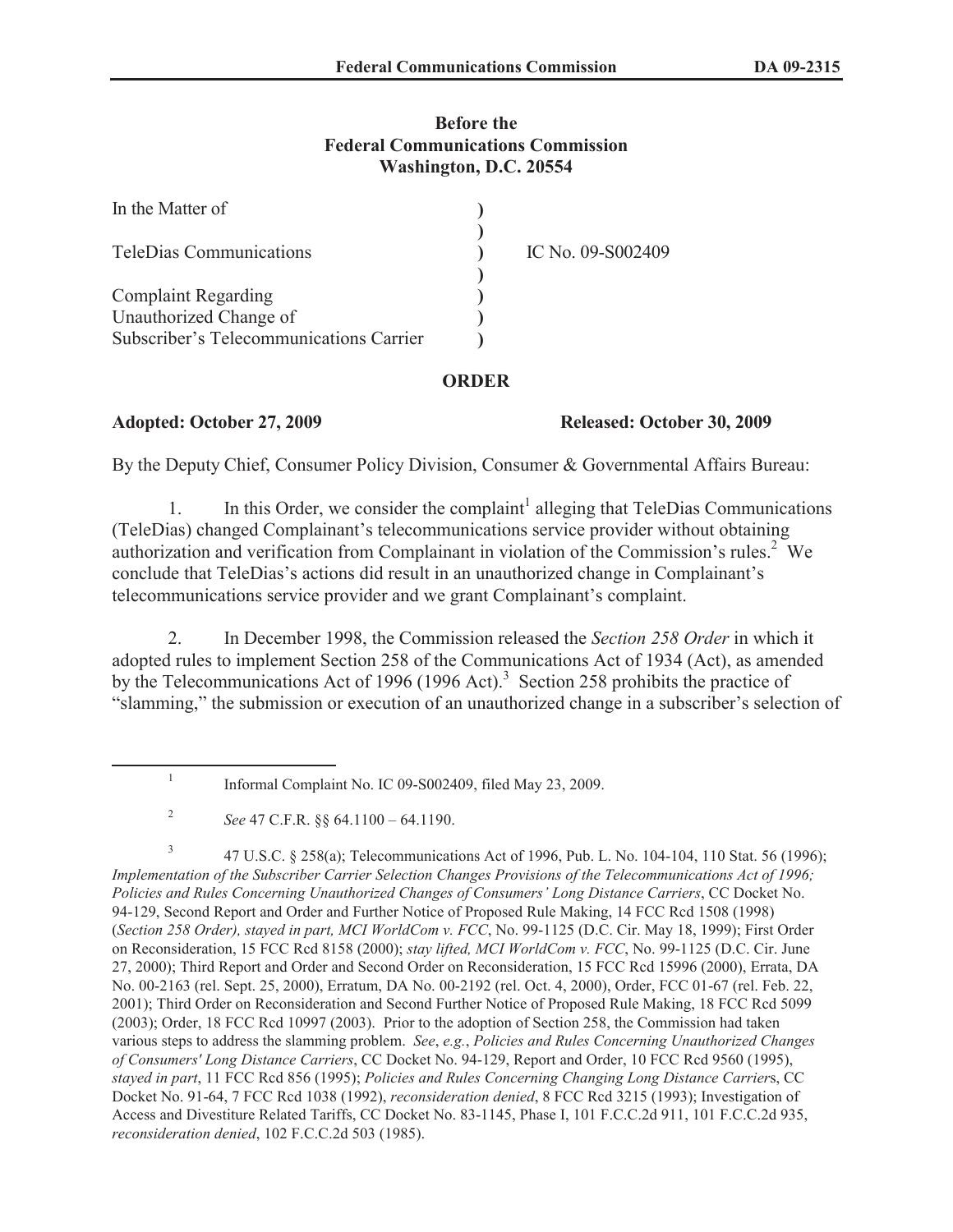**Before the**
**Federal Communications Commission**
**Washington, D.C. 20554**

| | | |
|---|---|---|
| In the Matter of | ) | |
| | ) | |
| TeleDias Communications | ) | IC No. 09-S002409 |
| | ) | |
| Complaint Regarding | ) | |
| Unauthorized Change of | ) | |
| Subscriber's Telecommunications Carrier | ) | |

**ORDER**

**Adopted: October 27, 2009** **Released: October 30, 2009**

By the Deputy Chief, Consumer Policy Division, Consumer & Governmental Affairs Bureau:

1. In this Order, we consider the complaint[1] alleging that TeleDias Communications (TeleDias) changed Complainant's telecommunications service provider without obtaining authorization and verification from Complainant in violation of the Commission's rules.[2] We conclude that TeleDias's actions did result in an unauthorized change in Complainant's telecommunications service provider and we grant Complainant's complaint.

2. In December 1998, the Commission released the *Section 258 Order* in which it adopted rules to implement Section 258 of the Communications Act of 1934 (Act), as amended by the Telecommunications Act of 1996 (1996 Act).[3] Section 258 prohibits the practice of "slamming," the submission or execution of an unauthorized change in a subscriber's selection of

---

[1] Informal Complaint No. IC 09-S002409, filed May 23, 2009.

[2] *See* 47 C.F.R. §§ 64.1100 – 64.1190.

[3] 47 U.S.C. § 258(a); Telecommunications Act of 1996, Pub. L. No. 104-104, 110 Stat. 56 (1996); *Implementation of the Subscriber Carrier Selection Changes Provisions of the Telecommunications Act of 1996; Policies and Rules Concerning Unauthorized Changes of Consumers' Long Distance Carriers*, CC Docket No. 94-129, Second Report and Order and Further Notice of Proposed Rule Making, 14 FCC Rcd 1508 (1998) (*Section 258 Order), stayed in part, MCI WorldCom v. FCC*, No. 99-1125 (D.C. Cir. May 18, 1999); First Order on Reconsideration, 15 FCC Rcd 8158 (2000); *stay lifted, MCI WorldCom v. FCC*, No. 99-1125 (D.C. Cir. June 27, 2000); Third Report and Order and Second Order on Reconsideration, 15 FCC Rcd 15996 (2000), Errata, DA No. 00-2163 (rel. Sept. 25, 2000), Erratum, DA No. 00-2192 (rel. Oct. 4, 2000), Order, FCC 01-67 (rel. Feb. 22, 2001); Third Order on Reconsideration and Second Further Notice of Proposed Rule Making, 18 FCC Rcd 5099 (2003); Order, 18 FCC Rcd 10997 (2003). Prior to the adoption of Section 258, the Commission had taken various steps to address the slamming problem. *See*, *e.g.*, *Policies and Rules Concerning Unauthorized Changes of Consumers' Long Distance Carriers*, CC Docket No. 94-129, Report and Order, 10 FCC Rcd 9560 (1995), *stayed in part*, 11 FCC Rcd 856 (1995); *Policies and Rules Concerning Changing Long Distance Carrier*s, CC Docket No. 91-64, 7 FCC Rcd 1038 (1992), *reconsideration denied*, 8 FCC Rcd 3215 (1993); Investigation of Access and Divestiture Related Tariffs, CC Docket No. 83-1145, Phase I, 101 F.C.C.2d 911, 101 F.C.C.2d 935, *reconsideration denied*, 102 F.C.C.2d 503 (1985).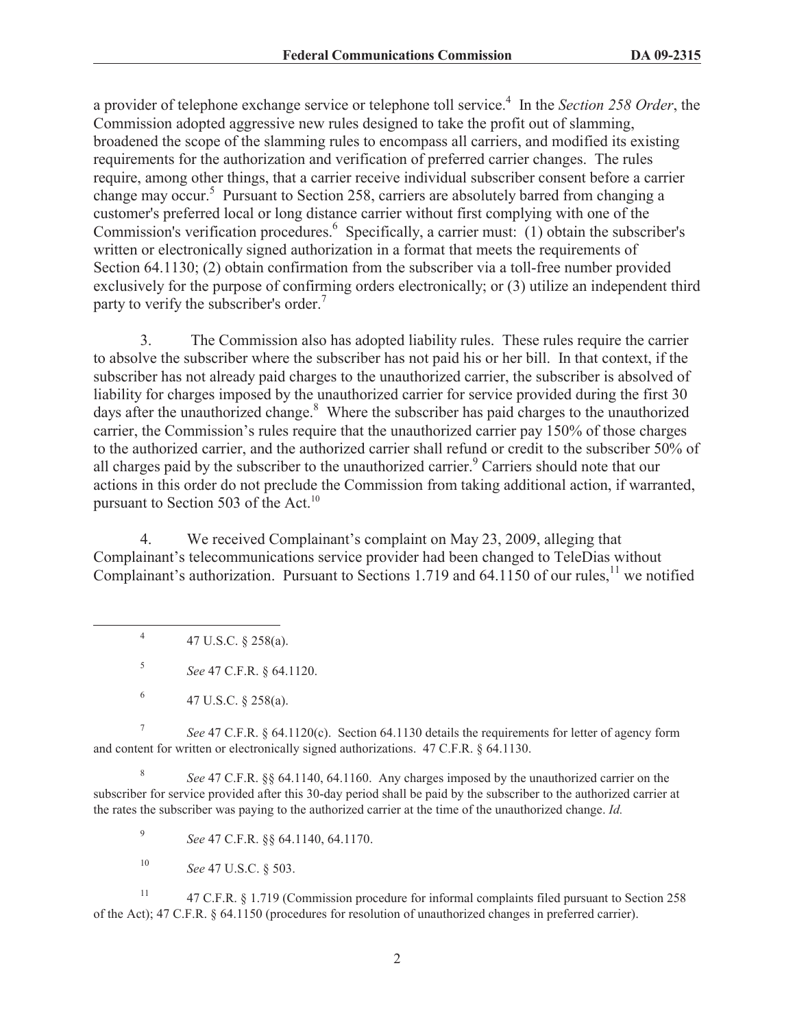a provider of telephone exchange service or telephone toll service.[4] In the *Section 258 Order*, the Commission adopted aggressive new rules designed to take the profit out of slamming, broadened the scope of the slamming rules to encompass all carriers, and modified its existing requirements for the authorization and verification of preferred carrier changes. The rules require, among other things, that a carrier receive individual subscriber consent before a carrier change may occur.[5] Pursuant to Section 258, carriers are absolutely barred from changing a customer's preferred local or long distance carrier without first complying with one of the Commission's verification procedures.[6] Specifically, a carrier must: (1) obtain the subscriber's written or electronically signed authorization in a format that meets the requirements of Section 64.1130; (2) obtain confirmation from the subscriber via a toll-free number provided exclusively for the purpose of confirming orders electronically; or (3) utilize an independent third party to verify the subscriber's order.[7]

3. The Commission also has adopted liability rules. These rules require the carrier to absolve the subscriber where the subscriber has not paid his or her bill. In that context, if the subscriber has not already paid charges to the unauthorized carrier, the subscriber is absolved of liability for charges imposed by the unauthorized carrier for service provided during the first 30 days after the unauthorized change.[8] Where the subscriber has paid charges to the unauthorized carrier, the Commission's rules require that the unauthorized carrier pay 150% of those charges to the authorized carrier, and the authorized carrier shall refund or credit to the subscriber 50% of all charges paid by the subscriber to the unauthorized carrier.[9] Carriers should note that our actions in this order do not preclude the Commission from taking additional action, if warranted, pursuant to Section 503 of the Act.[10]

4. We received Complainant's complaint on May 23, 2009, alleging that Complainant's telecommunications service provider had been changed to TeleDias without Complainant's authorization. Pursuant to Sections 1.719 and 64.1150 of our rules,[11] we notified

---

[4] 47 U.S.C. § 258(a).

[5] *See* 47 C.F.R. § 64.1120.

[6] 47 U.S.C. § 258(a).

[7] *See* 47 C.F.R. § 64.1120(c). Section 64.1130 details the requirements for letter of agency form and content for written or electronically signed authorizations. 47 C.F.R. § 64.1130.

[8] *See* 47 C.F.R. §§ 64.1140, 64.1160. Any charges imposed by the unauthorized carrier on the subscriber for service provided after this 30-day period shall be paid by the subscriber to the authorized carrier at the rates the subscriber was paying to the authorized carrier at the time of the unauthorized change. *Id.*

[9] *See* 47 C.F.R. §§ 64.1140, 64.1170.

[10] *See* 47 U.S.C. § 503.

[11] 47 C.F.R. § 1.719 (Commission procedure for informal complaints filed pursuant to Section 258 of the Act); 47 C.F.R. § 64.1150 (procedures for resolution of unauthorized changes in preferred carrier).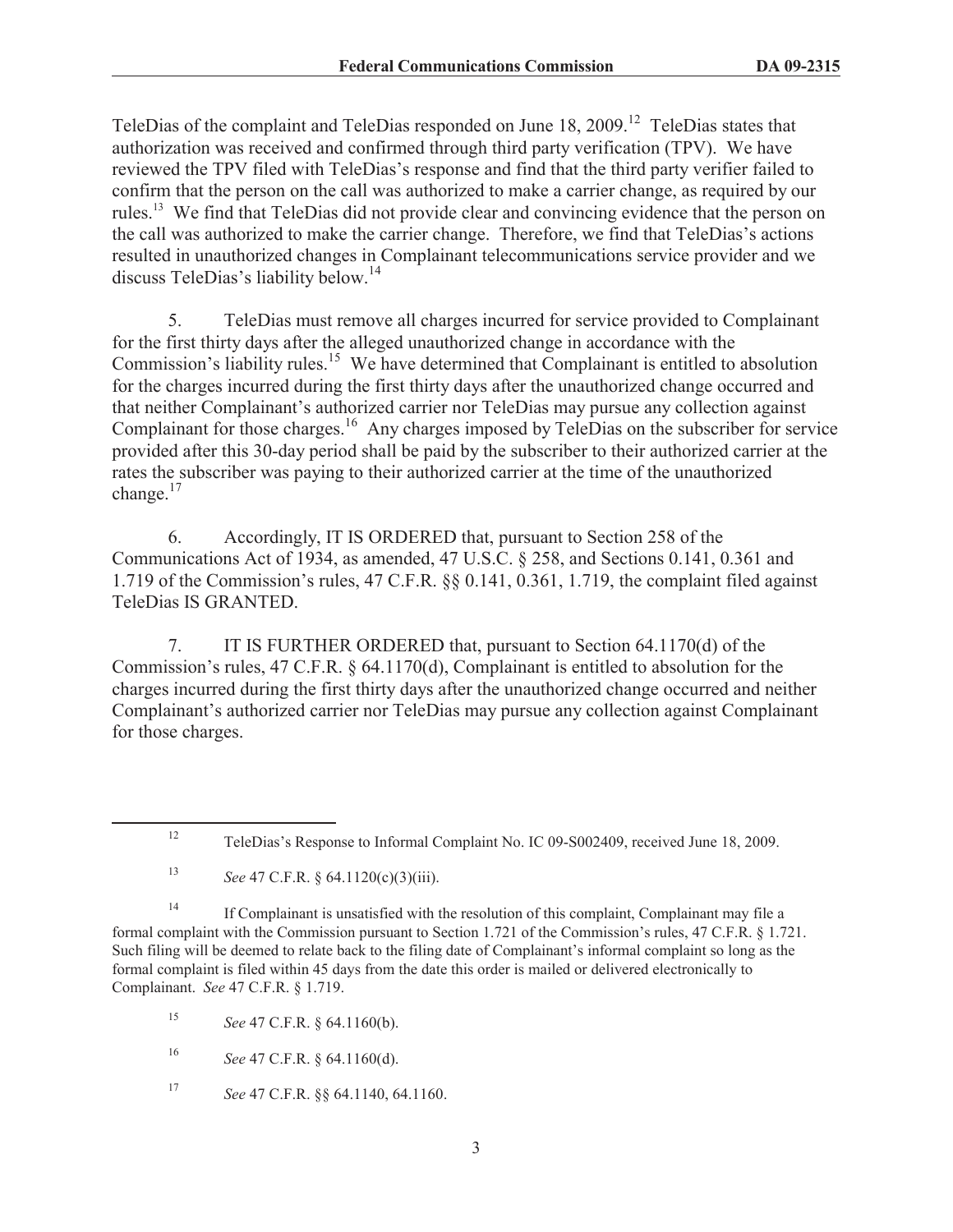TeleDias of the complaint and TeleDias responded on June 18, 2009.[12] TeleDias states that authorization was received and confirmed through third party verification (TPV). We have reviewed the TPV filed with TeleDias's response and find that the third party verifier failed to confirm that the person on the call was authorized to make a carrier change, as required by our rules.[13] We find that TeleDias did not provide clear and convincing evidence that the person on the call was authorized to make the carrier change. Therefore, we find that TeleDias's actions resulted in unauthorized changes in Complainant telecommunications service provider and we discuss TeleDias's liability below.[14]

5. TeleDias must remove all charges incurred for service provided to Complainant for the first thirty days after the alleged unauthorized change in accordance with the Commission's liability rules.[15] We have determined that Complainant is entitled to absolution for the charges incurred during the first thirty days after the unauthorized change occurred and that neither Complainant's authorized carrier nor TeleDias may pursue any collection against Complainant for those charges.[16] Any charges imposed by TeleDias on the subscriber for service provided after this 30-day period shall be paid by the subscriber to their authorized carrier at the rates the subscriber was paying to their authorized carrier at the time of the unauthorized change.[17]

6. Accordingly, IT IS ORDERED that, pursuant to Section 258 of the Communications Act of 1934, as amended, 47 U.S.C. § 258, and Sections 0.141, 0.361 and 1.719 of the Commission's rules, 47 C.F.R. §§ 0.141, 0.361, 1.719, the complaint filed against TeleDias IS GRANTED.

7. IT IS FURTHER ORDERED that, pursuant to Section 64.1170(d) of the Commission's rules, 47 C.F.R. § 64.1170(d), Complainant is entitled to absolution for the charges incurred during the first thirty days after the unauthorized change occurred and neither Complainant's authorized carrier nor TeleDias may pursue any collection against Complainant for those charges.

---

[12] TeleDias's Response to Informal Complaint No. IC 09-S002409, received June 18, 2009.

[13] *See* 47 C.F.R. § 64.1120(c)(3)(iii).

[14] If Complainant is unsatisfied with the resolution of this complaint, Complainant may file a formal complaint with the Commission pursuant to Section 1.721 of the Commission's rules, 47 C.F.R. § 1.721. Such filing will be deemed to relate back to the filing date of Complainant's informal complaint so long as the formal complaint is filed within 45 days from the date this order is mailed or delivered electronically to Complainant. *See* 47 C.F.R. § 1.719.

[15] *See* 47 C.F.R. § 64.1160(b).

[16] *See* 47 C.F.R. § 64.1160(d).

[17] *See* 47 C.F.R. §§ 64.1140, 64.1160.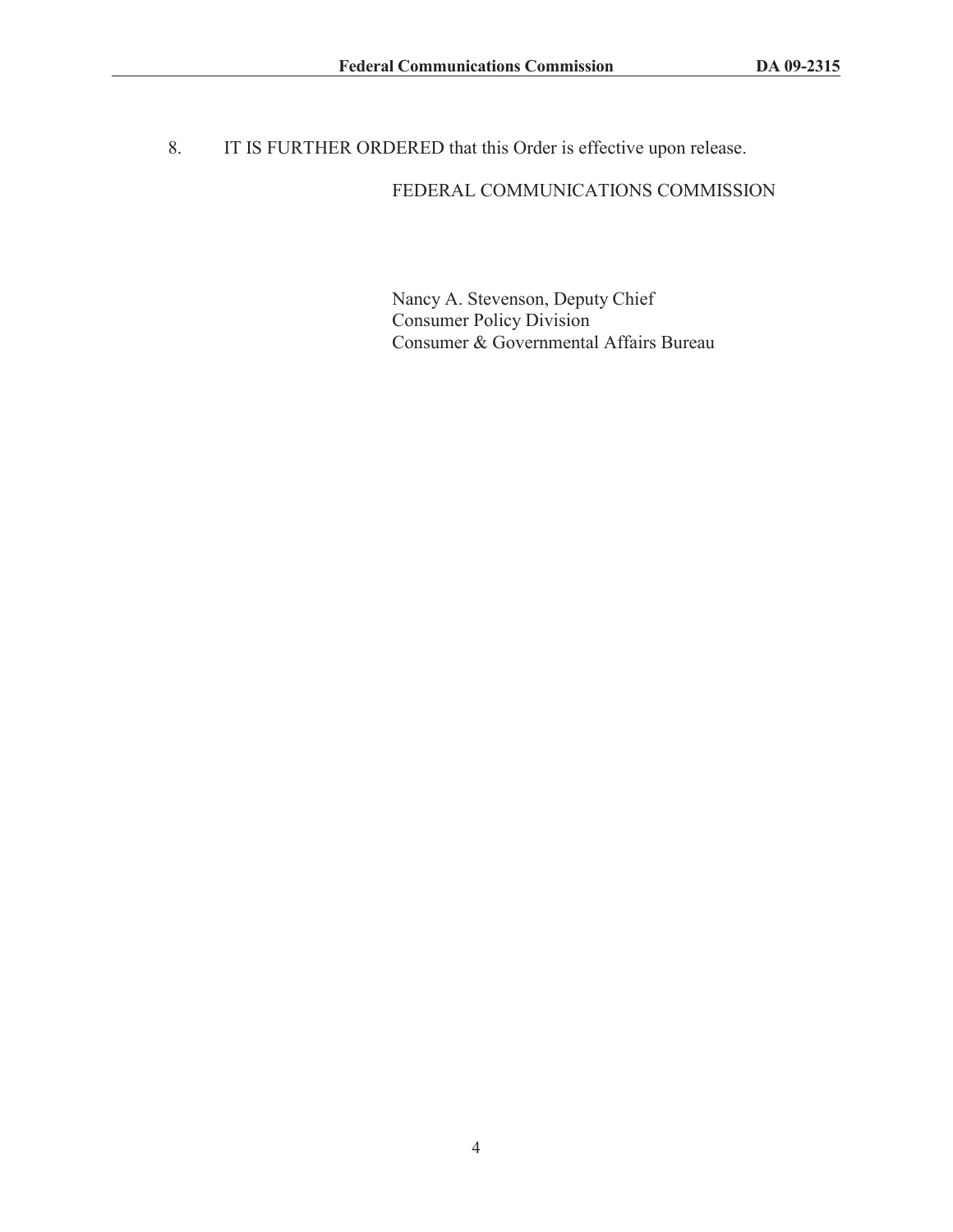8. IT IS FURTHER ORDERED that this Order is effective upon release.

FEDERAL COMMUNICATIONS COMMISSION

Nancy A. Stevenson, Deputy Chief
Consumer Policy Division
Consumer & Governmental Affairs Bureau